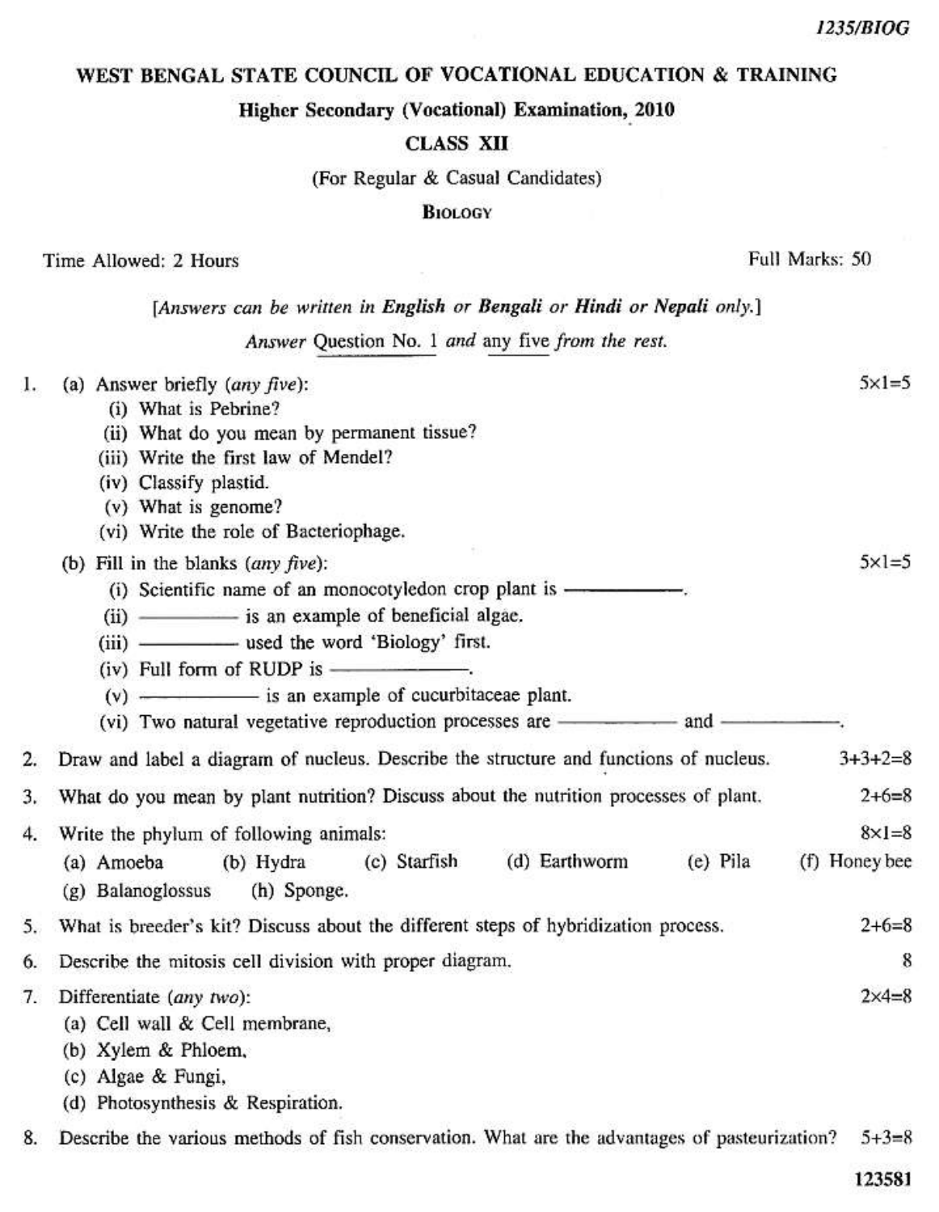1235/BIOG

# WEST BENGAL STATE COUNCIL OF VOCATIONAL EDUCATION & TRAINING

## Higher Secondary (Vocational) Examination, 2010

## CLASS XII

(For Regular & Casual Candidates)

**BIOLOGY**

Time Allowed: 2 Hours | Full Marks: 50

*[Answers can be written in **English** or **Bengali** or **Hindi** or **Nepali** only.]*

*Answer* Question No. 1 *and* any five *from the rest.*

1. (a) Answer briefly (*any five*): 5×1=5
   - (i) What is Pebrine?
   - (ii) What do you mean by permanent tissue?
   - (iii) Write the first law of Mendel?
   - (iv) Classify plastid.
   - (v) What is genome?
   - (vi) Write the role of Bacteriophage.

   (b) Fill in the blanks (*any five*): 5×1=5
   - (i) Scientific name of an monocotyledon crop plant is ————.
   - (ii) ———— is an example of beneficial algae.
   - (iii) ———— used the word 'Biology' first.
   - (iv) Full form of RUDP is ————.
   - (v) ———— is an example of cucurbitaceae plant.
   - (vi) Two natural vegetative reproduction processes are ———— and ————.

2. Draw and label a diagram of nucleus. Describe the structure and functions of nucleus. 3+3+2=8

3. What do you mean by plant nutrition? Discuss about the nutrition processes of plant. 2+6=8

4. Write the phylum of following animals: 8×1=8

   (a) Amoeba (b) Hydra (c) Starfish (d) Earthworm (e) Pila (f) Honey bee (g) Balanoglossus (h) Sponge.

5. What is breeder's kit? Discuss about the different steps of hybridization process. 2+6=8

6. Describe the mitosis cell division with proper diagram. 8

7. Differentiate (*any two*): 2×4=8
   - (a) Cell wall & Cell membrane,
   - (b) Xylem & Phloem,
   - (c) Algae & Fungi,
   - (d) Photosynthesis & Respiration.

8. Describe the various methods of fish conservation. What are the advantages of pasteurization? 5+3=8

123581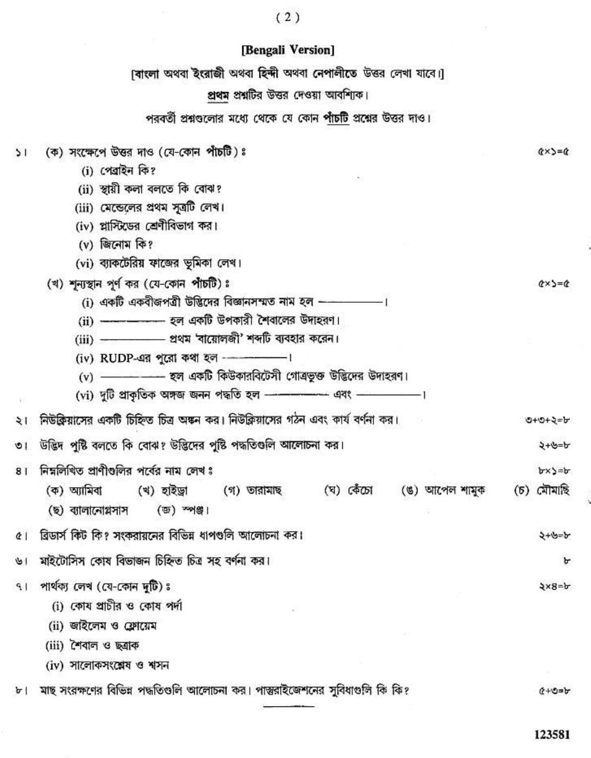## [Bengali Version]

[বাংলা অথবা ইংরাজী অথবা হিন্দী অথবা নেপালীতে উত্তর লেখা যাবে।]

প্রথম প্রশ্নটির উত্তর দেওয়া আবশ্যিক।

পরবর্তী প্রশ্নগুলোর মধ্যে থেকে যে কোন **পাঁচটি** প্রশ্নের উত্তর দাও।

১। (ক) সংক্ষেপে উত্তর দাও (যে-কোন **পাঁচটি**) : ৫×১=৫

(i) পেব্রাইন কি?

(ii) স্থায়ী কলা বলতে কি বোঝ?

(iii) মেন্ডেলের প্রথম সূত্রটি লেখ।

(iv) প্লাস্টিডের শ্রেণীবিভাগ কর।

(v) জিনোম কি?

(vi) ব্যাকটেরিয় ফাজের ভূমিকা লেখ।

(খ) শূন্যস্থান পূর্ণ কর (যে-কোন **পাঁচটি**) : ৫×১=৫

(i) একটি একবীজপত্রী উদ্ভিদের বিজ্ঞানসম্মত নাম হল ————।

(ii) ———— হল একটি উপকারী শৈবালের উদাহরণ।

(iii) ———— প্রথম 'বায়োলজী' শব্দটি ব্যবহার করেন।

(iv) RUDP-এর পুরো কথা হল ————।

(v) ———— হল একটি কিউকারবিটেসী গোত্রভুক্ত উদ্ভিদের উদাহরণ।

(vi) দুটি প্রাকৃতিক অঙ্গজ জনন পদ্ধতি হল ———— এবং ————।

২। নিউক্লিয়াসের একটি চিহ্নিত চিত্র অঙ্কন কর। নিউক্লিয়াসের গঠন এবং কার্য বর্ণনা কর। ৩+৩+২=৮

৩। উদ্ভিদ পুষ্টি বলতে কি বোঝ? উদ্ভিদের পুষ্টি পদ্ধতিগুলি আলোচনা কর। ২+৬=৮

৪। নিম্নলিখিত প্রাণীগুলির পর্বের নাম লেখ : ৮×১=৮

(ক) অ্যামিবা (খ) হাইড্রা (গ) তারামাছ (ঘ) কেঁচো (ঙ) আপেল শামুক (চ) মৌমাছি (ছ) ব্যালানোগ্লসাস (জ) স্পঞ্জ।

৫। ব্রিডার্স কিট কি? সংকরায়নের বিভিন্ন ধাপগুলি আলোচনা কর। ২+৬=৮

৬। মাইটোসিস কোষ বিভাজন চিহ্নিত চিত্র সহ বর্ণনা কর। ৮

৭। পার্থক্য লেখ (যে-কোন **দুটি**) : ২×৪=৮

(i) কোষ প্রাচীর ও কোষ পর্দা

(ii) জাইলেম ও ফ্লোয়েম

(iii) শৈবাল ও ছত্রাক

(iv) সালোকসংশ্লেষ ও শ্বসন

৮। মাছ সংরক্ষণের বিভিন্ন পদ্ধতিগুলি আলোচনা কর। পাস্তুরাইজেশনের সুবিধাগুলি কি কি? ৫+৩=৮

123581